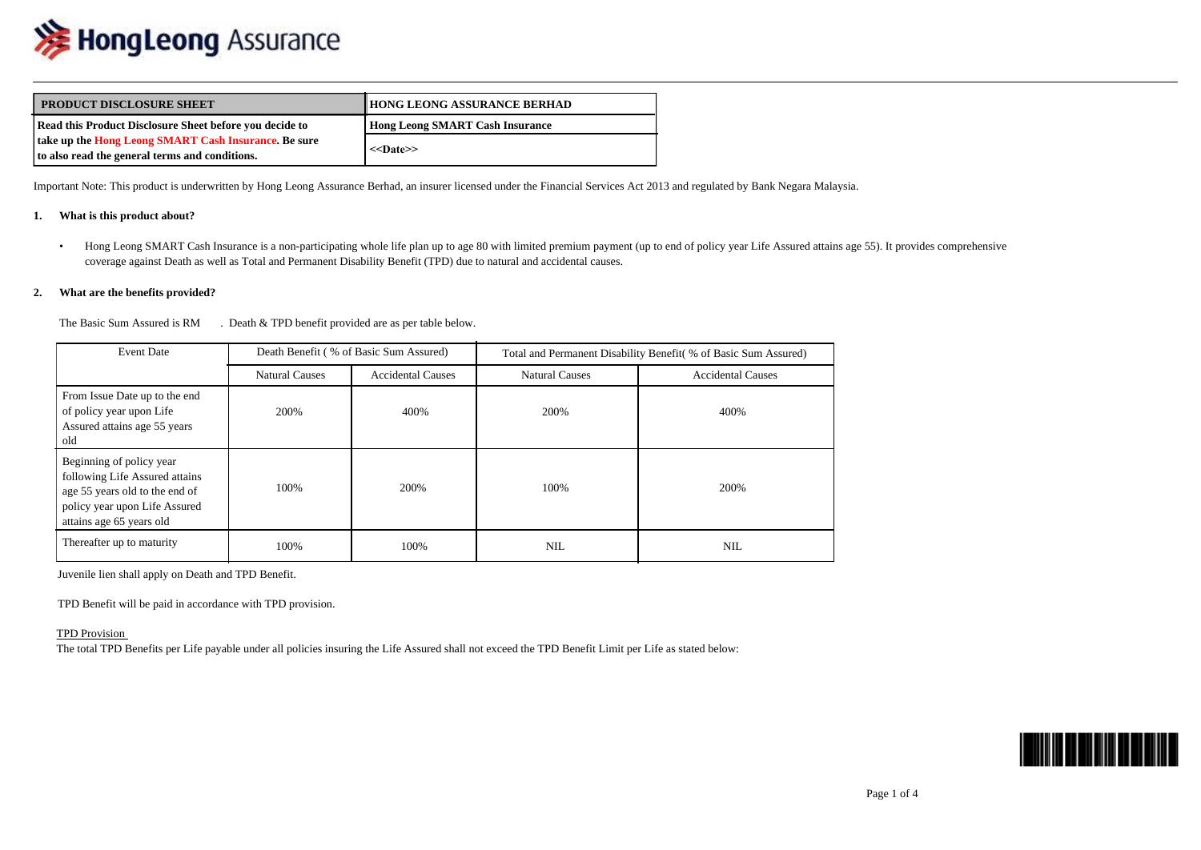| PRODUCT DISCLOSURE SHEET | HONG LEONG ASSURANCE BERHAD |
| --- | --- |
| **Read this Product Disclosure Sheet before you decide to take up the Hong Leong SMART Cash Insurance. Be sure to also read the general terms and conditions.** | **Hong Leong SMART Cash Insurance** |
| | **<<Date>>** |

Important Note: This product is underwritten by Hong Leong Assurance Berhad, an insurer licensed under the Financial Services Act 2013 and regulated by Bank Negara Malaysia.

## 1. What is this product about?

- Hong Leong SMART Cash Insurance is a non-participating whole life plan up to age 80 with limited premium payment (up to end of policy year Life Assured attains age 55). It provides comprehensive coverage against Death as well as Total and Permanent Disability Benefit (TPD) due to natural and accidental causes.

## 2. What are the benefits provided?

The Basic Sum Assured is RM . Death & TPD benefit provided are as per table below.

| Event Date | Death Benefit ( % of Basic Sum Assured) | | Total and Permanent Disability Benefit( % of Basic Sum Assured) | |
| --- | --- | --- | --- | --- |
| | Natural Causes | Accidental Causes | Natural Causes | Accidental Causes |
| From Issue Date up to the end of policy year upon Life Assured attains age 55 years old | 200% | 400% | 200% | 400% |
| Beginning of policy year following Life Assured attains age 55 years old to the end of policy year upon Life Assured attains age 65 years old | 100% | 200% | 100% | 200% |
| Thereafter up to maturity | 100% | 100% | NIL | NIL |

Juvenile lien shall apply on Death and TPD Benefit.

TPD Benefit will be paid in accordance with TPD provision.

TPD Provision

The total TPD Benefits per Life payable under all policies insuring the Life Assured shall not exceed the TPD Benefit Limit per Life as stated below: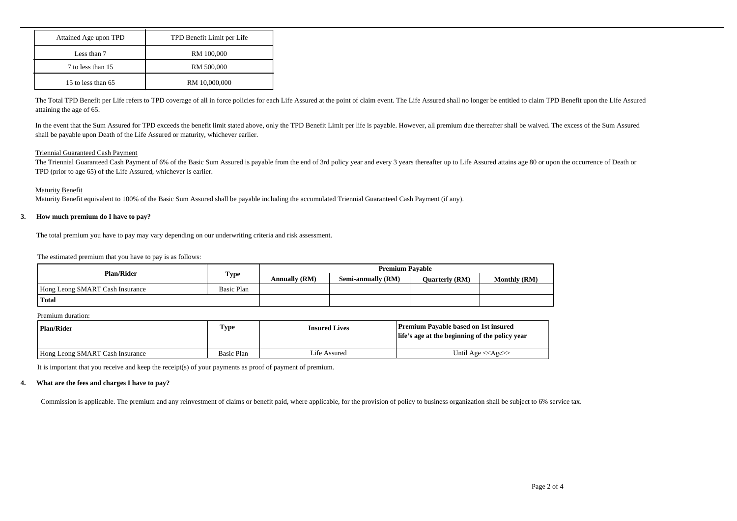| Attained Age upon TPD | TPD Benefit Limit per Life |
|---|---|
| Less than 7 | RM 100,000 |
| 7 to less than 15 | RM 500,000 |
| 15 to less than 65 | RM 10,000,000 |

The Total TPD Benefit per Life refers to TPD coverage of all in force policies for each Life Assured at the point of claim event. The Life Assured shall no longer be entitled to claim TPD Benefit upon the Life Assured attaining the age of 65.

In the event that the Sum Assured for TPD exceeds the benefit limit stated above, only the TPD Benefit Limit per life is payable. However, all premium due thereafter shall be waived. The excess of the Sum Assured shall be payable upon Death of the Life Assured or maturity, whichever earlier.

Triennial Guaranteed Cash Payment

The Triennial Guaranteed Cash Payment of 6% of the Basic Sum Assured is payable from the end of 3rd policy year and every 3 years thereafter up to Life Assured attains age 80 or upon the occurrence of Death or TPD (prior to age 65) of the Life Assured, whichever is earlier.

Maturity Benefit

Maturity Benefit equivalent to 100% of the Basic Sum Assured shall be payable including the accumulated Triennial Guaranteed Cash Payment (if any).

**3. How much premium do I have to pay?**

The total premium you have to pay may vary depending on our underwriting criteria and risk assessment.

The estimated premium that you have to pay is as follows:

| Plan/Rider | Type | Premium Payable | | | |
|---|---|---|---|---|---|
| | | Annually (RM) | Semi-annually (RM) | Quarterly (RM) | Monthly (RM) |
| Hong Leong SMART Cash Insurance | Basic Plan | | | | |
| **Total** | | | | | |

Premium duration:

| Plan/Rider | Type | Insured Lives | Premium Payable based on 1st insured life's age at the beginning of the policy year |
|---|---|---|---|
| Hong Leong SMART Cash Insurance | Basic Plan | Life Assured | Until Age <<Age>> |

It is important that you receive and keep the receipt(s) of your payments as proof of payment of premium.

**4. What are the fees and charges I have to pay?**

Commission is applicable. The premium and any reinvestment of claims or benefit paid, where applicable, for the provision of policy to business organization shall be subject to 6% service tax.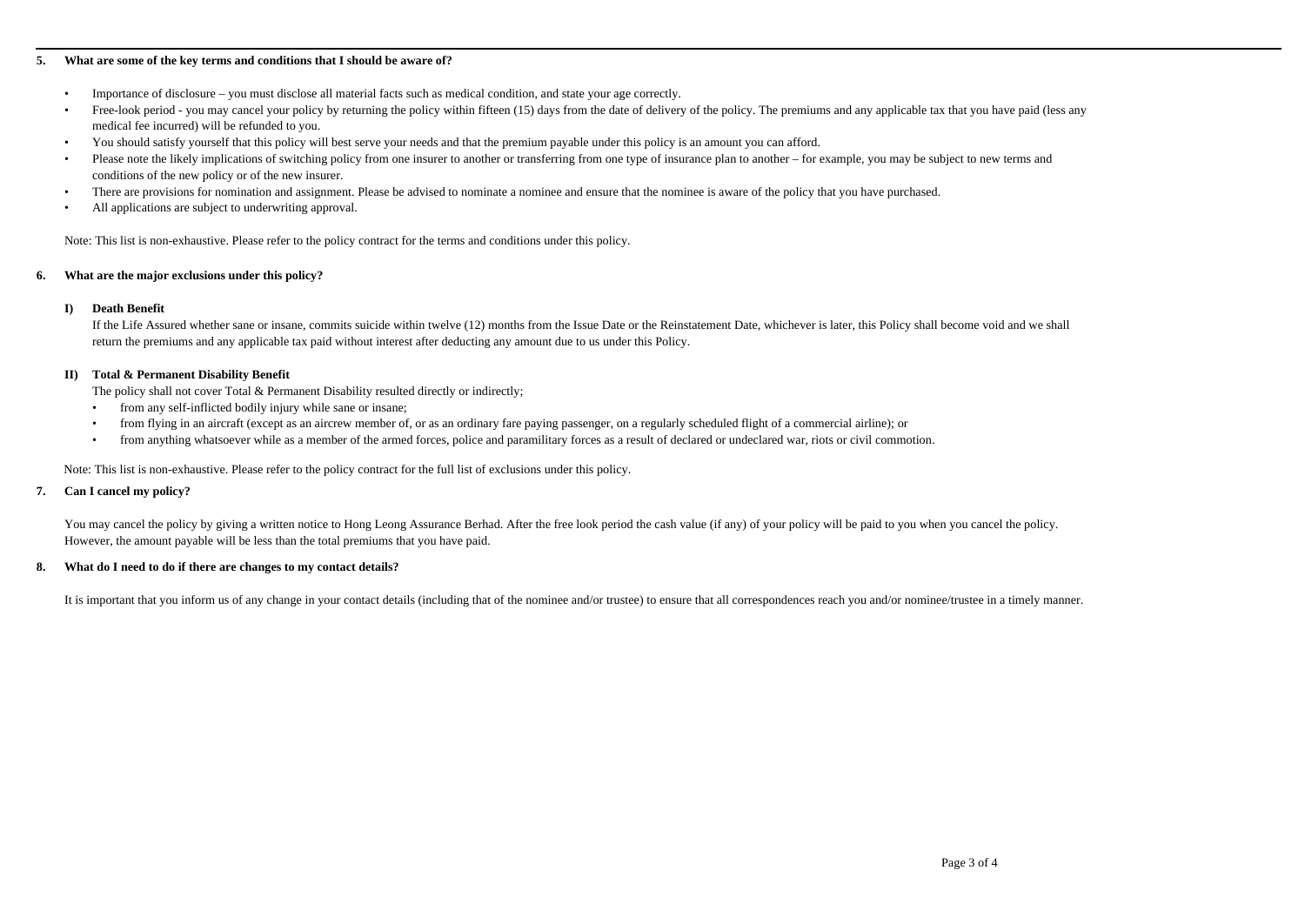**5. What are some of the key terms and conditions that I should be aware of?**

- Importance of disclosure – you must disclose all material facts such as medical condition, and state your age correctly.
- Free-look period - you may cancel your policy by returning the policy within fifteen (15) days from the date of delivery of the policy. The premiums and any applicable tax that you have paid (less any medical fee incurred) will be refunded to you.
- You should satisfy yourself that this policy will best serve your needs and that the premium payable under this policy is an amount you can afford.
- Please note the likely implications of switching policy from one insurer to another or transferring from one type of insurance plan to another – for example, you may be subject to new terms and conditions of the new policy or of the new insurer.
- There are provisions for nomination and assignment. Please be advised to nominate a nominee and ensure that the nominee is aware of the policy that you have purchased.
- All applications are subject to underwriting approval.

Note: This list is non-exhaustive. Please refer to the policy contract for the terms and conditions under this policy.

**6. What are the major exclusions under this policy?**

**I) Death Benefit**

If the Life Assured whether sane or insane, commits suicide within twelve (12) months from the Issue Date or the Reinstatement Date, whichever is later, this Policy shall become void and we shall return the premiums and any applicable tax paid without interest after deducting any amount due to us under this Policy.

**II) Total & Permanent Disability Benefit**

The policy shall not cover Total & Permanent Disability resulted directly or indirectly;

- from any self-inflicted bodily injury while sane or insane;
- from flying in an aircraft (except as an aircrew member of, or as an ordinary fare paying passenger, on a regularly scheduled flight of a commercial airline); or
- from anything whatsoever while as a member of the armed forces, police and paramilitary forces as a result of declared or undeclared war, riots or civil commotion.

Note: This list is non-exhaustive. Please refer to the policy contract for the full list of exclusions under this policy.

**7. Can I cancel my policy?**

You may cancel the policy by giving a written notice to Hong Leong Assurance Berhad. After the free look period the cash value (if any) of your policy will be paid to you when you cancel the policy. However, the amount payable will be less than the total premiums that you have paid.

**8. What do I need to do if there are changes to my contact details?**

It is important that you inform us of any change in your contact details (including that of the nominee and/or trustee) to ensure that all correspondences reach you and/or nominee/trustee in a timely manner.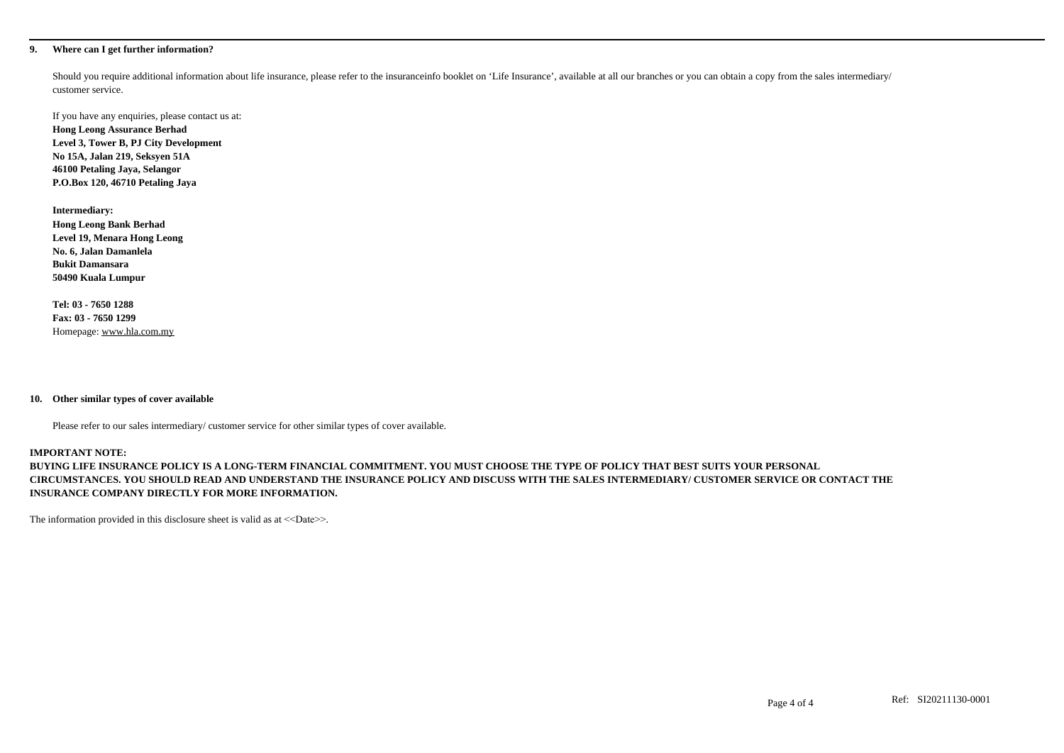**9. Where can I get further information?**

Should you require additional information about life insurance, please refer to the insuranceinfo booklet on 'Life Insurance', available at all our branches or you can obtain a copy from the sales intermediary/ customer service.

If you have any enquiries, please contact us at:
**Hong Leong Assurance Berhad**
**Level 3, Tower B, PJ City Development**
**No 15A, Jalan 219, Seksyen 51A**
**46100 Petaling Jaya, Selangor**
**P.O.Box 120, 46710 Petaling Jaya**

**Intermediary:**
**Hong Leong Bank Berhad**
**Level 19, Menara Hong Leong**
**No. 6, Jalan Damanlela**
**Bukit Damansara**
**50490 Kuala Lumpur**

**Tel: 03 - 7650 1288**
**Fax: 03 - 7650 1299**
Homepage: www.hla.com.my

**10. Other similar types of cover available**

Please refer to our sales intermediary/ customer service for other similar types of cover available.

**IMPORTANT NOTE:**
**BUYING LIFE INSURANCE POLICY IS A LONG-TERM FINANCIAL COMMITMENT. YOU MUST CHOOSE THE TYPE OF POLICY THAT BEST SUITS YOUR PERSONAL CIRCUMSTANCES. YOU SHOULD READ AND UNDERSTAND THE INSURANCE POLICY AND DISCUSS WITH THE SALES INTERMEDIARY/ CUSTOMER SERVICE OR CONTACT THE INSURANCE COMPANY DIRECTLY FOR MORE INFORMATION.**

The information provided in this disclosure sheet is valid as at <<Date>>.

Ref: SI20211130-0001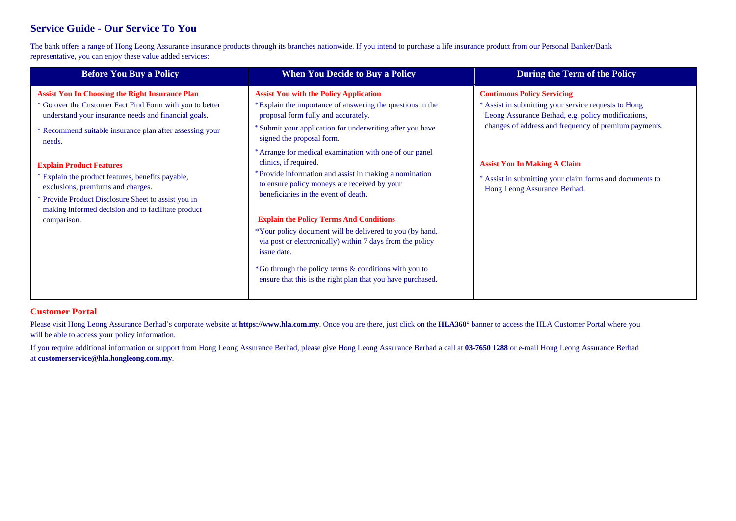## Service Guide - Our Service To You

The bank offers a range of Hong Leong Assurance insurance products through its branches nationwide. If you intend to purchase a life insurance product from our Personal Banker/Bank representative, you can enjoy these value added services:

| Before You Buy a Policy | When You Decide to Buy a Policy | During the Term of the Policy |
|---|---|---|
| **Assist You In Choosing the Right Insurance Plan**<br>* Go over the Customer Fact Find Form with you to better understand your insurance needs and financial goals.<br>* Recommend suitable insurance plan after assessing your needs.<br><br>**Explain Product Features**<br>* Explain the product features, benefits payable, exclusions, premiums and charges.<br>* Provide Product Disclosure Sheet to assist you in making informed decision and to facilitate product comparison. | **Assist You with the Policy Application**<br>* Explain the importance of answering the questions in the proposal form fully and accurately.<br>* Submit your application for underwriting after you have signed the proposal form.<br>* Arrange for medical examination with one of our panel clinics, if required.<br>* Provide information and assist in making a nomination to ensure policy moneys are received by your beneficiaries in the event of death.<br><br>**Explain the Policy Terms And Conditions**<br>*Your policy document will be delivered to you (by hand, via post or electronically) within 7 days from the policy issue date.<br>*Go through the policy terms & conditions with you to ensure that this is the right plan that you have purchased. | **Continuous Policy Servicing**<br>* Assist in submitting your service requests to Hong Leong Assurance Berhad, e.g. policy modifications, changes of address and frequency of premium payments.<br><br>**Assist You In Making A Claim**<br>* Assist in submitting your claim forms and documents to Hong Leong Assurance Berhad. |

### Customer Portal

Please visit Hong Leong Assurance Berhad's corporate website at **https://www.hla.com.my**. Once you are there, just click on the **HLA360°** banner to access the HLA Customer Portal where you will be able to access your policy information.

If you require additional information or support from Hong Leong Assurance Berhad, please give Hong Leong Assurance Berhad a call at **03-7650 1288** or e-mail Hong Leong Assurance Berhad at **customerservice@hla.hongleong.com.my**.